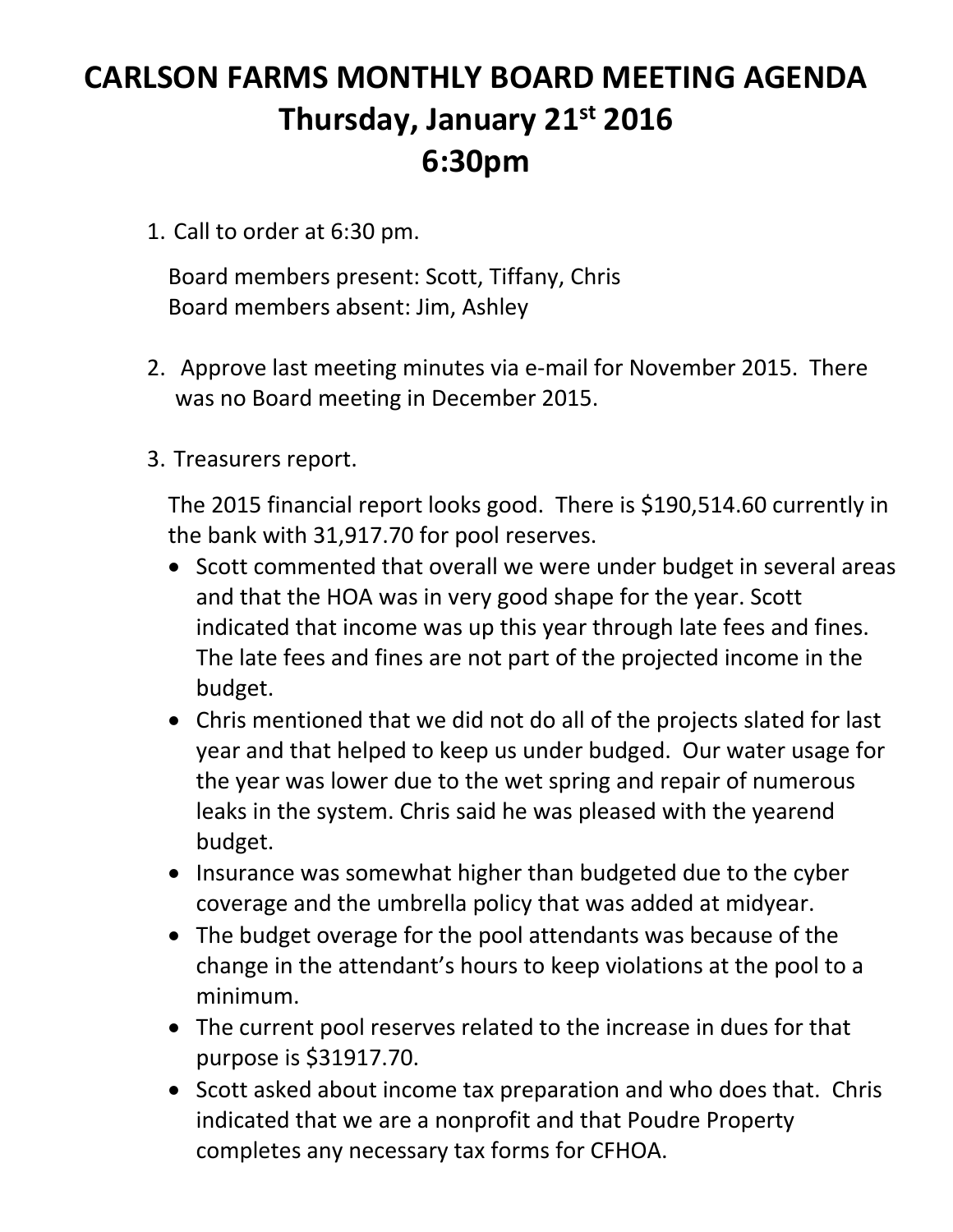# CARLSON FARMS MONTHLY BOARD MEETING AGENDA
# Thursday, January 21st 2016
# 6:30pm

1. Call to order at 6:30 pm.

   Board members present: Scott, Tiffany, Chris
   Board members absent: Jim, Ashley

2. Approve last meeting minutes via e-mail for November 2015. There was no Board meeting in December 2015.

3. Treasurers report.

   The 2015 financial report looks good. There is $190,514.60 currently in the bank with 31,917.70 for pool reserves.

   - Scott commented that overall we were under budget in several areas and that the HOA was in very good shape for the year. Scott indicated that income was up this year through late fees and fines. The late fees and fines are not part of the projected income in the budget.
   - Chris mentioned that we did not do all of the projects slated for last year and that helped to keep us under budged. Our water usage for the year was lower due to the wet spring and repair of numerous leaks in the system. Chris said he was pleased with the yearend budget.
   - Insurance was somewhat higher than budgeted due to the cyber coverage and the umbrella policy that was added at midyear.
   - The budget overage for the pool attendants was because of the change in the attendant's hours to keep violations at the pool to a minimum.
   - The current pool reserves related to the increase in dues for that purpose is $31917.70.
   - Scott asked about income tax preparation and who does that. Chris indicated that we are a nonprofit and that Poudre Property completes any necessary tax forms for CFHOA.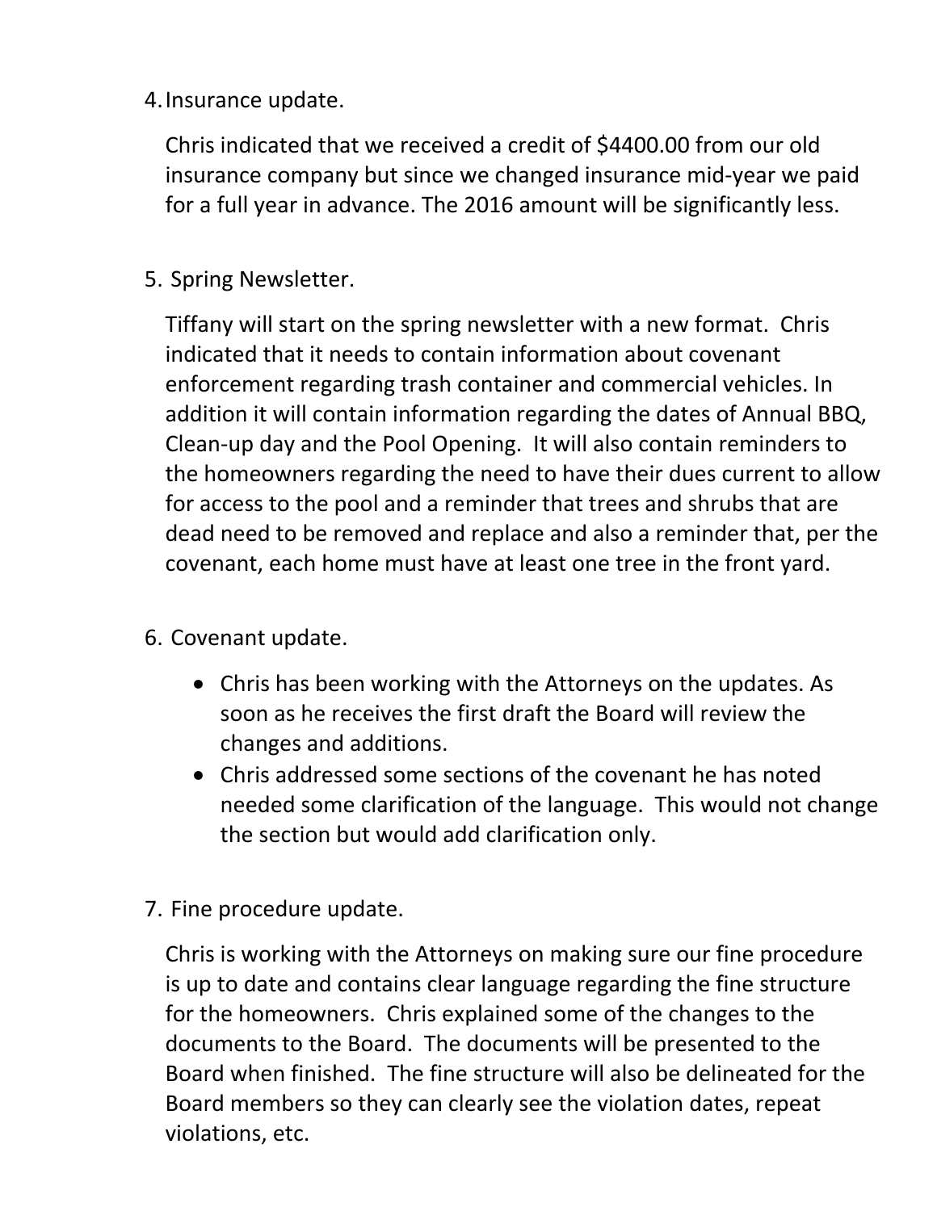4. Insurance update.

   Chris indicated that we received a credit of $4400.00 from our old insurance company but since we changed insurance mid-year we paid for a full year in advance. The 2016 amount will be significantly less.

5. Spring Newsletter.

   Tiffany will start on the spring newsletter with a new format. Chris indicated that it needs to contain information about covenant enforcement regarding trash container and commercial vehicles. In addition it will contain information regarding the dates of Annual BBQ, Clean-up day and the Pool Opening. It will also contain reminders to the homeowners regarding the need to have their dues current to allow for access to the pool and a reminder that trees and shrubs that are dead need to be removed and replace and also a reminder that, per the covenant, each home must have at least one tree in the front yard.

6. Covenant update.

   - Chris has been working with the Attorneys on the updates. As soon as he receives the first draft the Board will review the changes and additions.
   - Chris addressed some sections of the covenant he has noted needed some clarification of the language. This would not change the section but would add clarification only.

7. Fine procedure update.

   Chris is working with the Attorneys on making sure our fine procedure is up to date and contains clear language regarding the fine structure for the homeowners. Chris explained some of the changes to the documents to the Board. The documents will be presented to the Board when finished. The fine structure will also be delineated for the Board members so they can clearly see the violation dates, repeat violations, etc.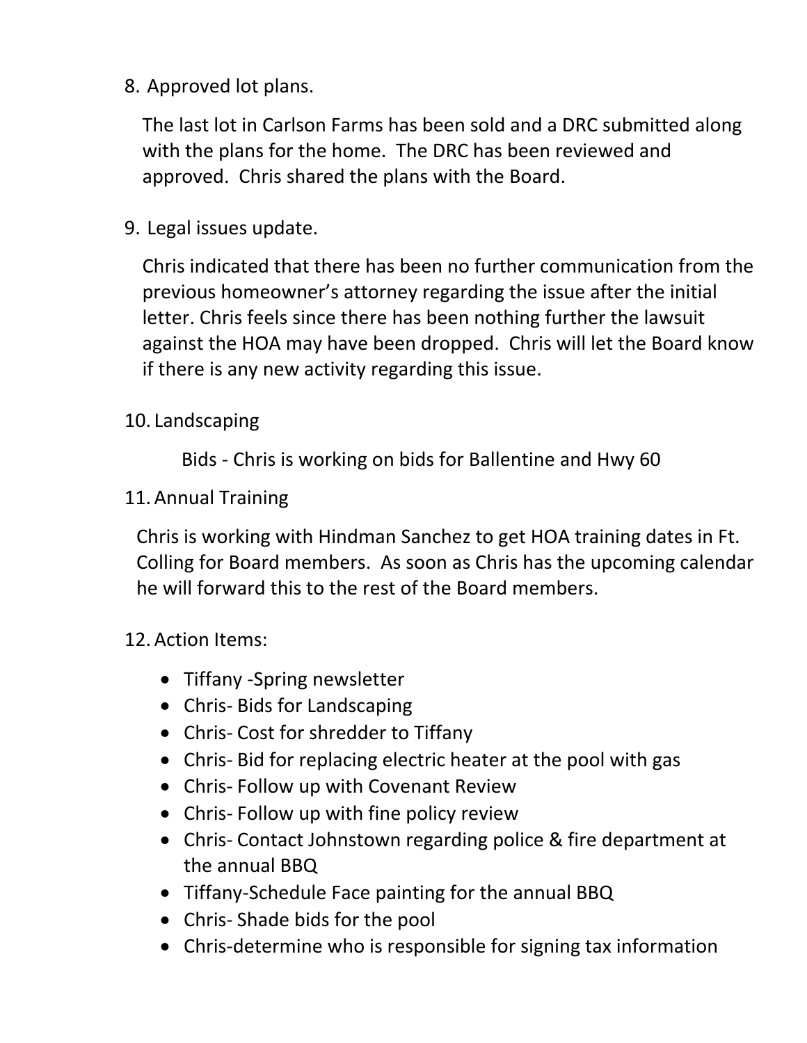8. Approved lot plans.

   The last lot in Carlson Farms has been sold and a DRC submitted along with the plans for the home. The DRC has been reviewed and approved. Chris shared the plans with the Board.

9. Legal issues update.

   Chris indicated that there has been no further communication from the previous homeowner's attorney regarding the issue after the initial letter. Chris feels since there has been nothing further the lawsuit against the HOA may have been dropped. Chris will let the Board know if there is any new activity regarding this issue.

10. Landscaping

    Bids - Chris is working on bids for Ballentine and Hwy 60

11. Annual Training

    Chris is working with Hindman Sanchez to get HOA training dates in Ft. Colling for Board members. As soon as Chris has the upcoming calendar he will forward this to the rest of the Board members.

12. Action Items:

    - Tiffany -Spring newsletter
    - Chris- Bids for Landscaping
    - Chris- Cost for shredder to Tiffany
    - Chris- Bid for replacing electric heater at the pool with gas
    - Chris- Follow up with Covenant Review
    - Chris- Follow up with fine policy review
    - Chris- Contact Johnstown regarding police & fire department at the annual BBQ
    - Tiffany-Schedule Face painting for the annual BBQ
    - Chris- Shade bids for the pool
    - Chris-determine who is responsible for signing tax information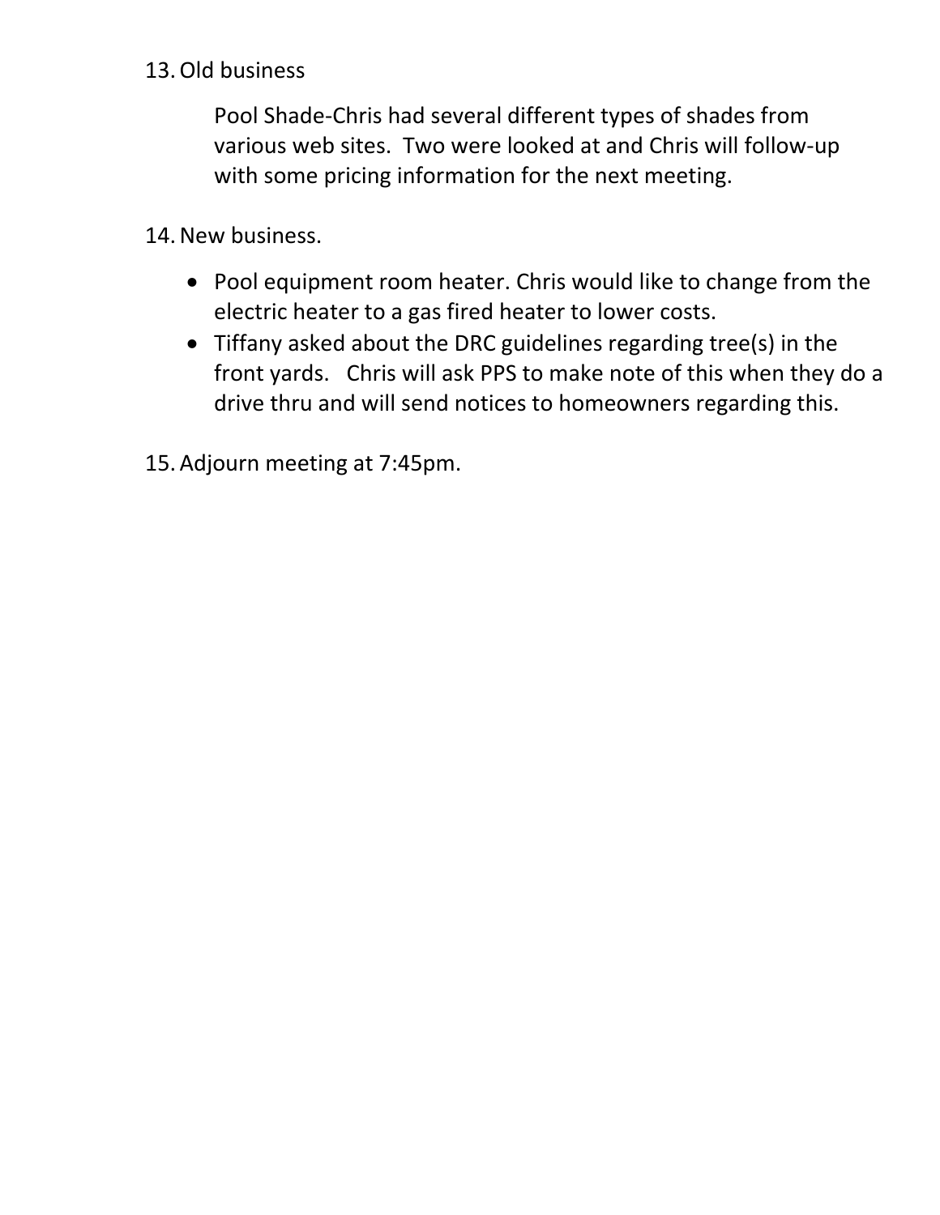13. Old business

    Pool Shade-Chris had several different types of shades from various web sites. Two were looked at and Chris will follow-up with some pricing information for the next meeting.

14. New business.

    - Pool equipment room heater. Chris would like to change from the electric heater to a gas fired heater to lower costs.
    - Tiffany asked about the DRC guidelines regarding tree(s) in the front yards. Chris will ask PPS to make note of this when they do a drive thru and will send notices to homeowners regarding this.

15. Adjourn meeting at 7:45pm.